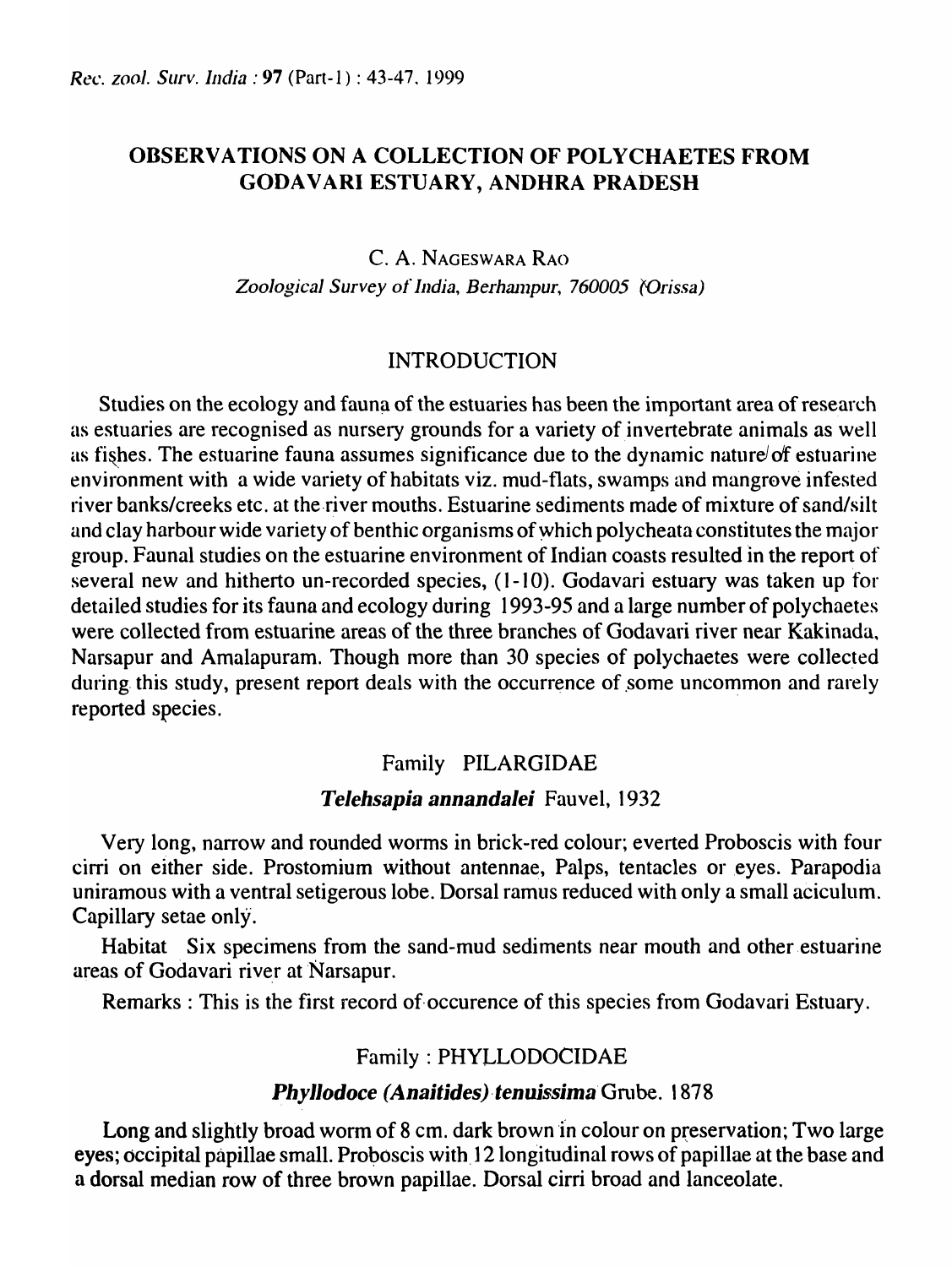# OBSERVATIONS ON A COLLECTION OF POLYCHAETES FROM GODAVARI ESTUARY, ANDHRA PRADESH

C. A. NAGESWARA RAO

*Zoological Survey of India, Berhampur, 760005 (Orissa)*

## INTRODUCTION

Studies on the ecology and fauna of the estuaries has been the important area of research as estuaries are recognised as nursery grounds for a variety of invertebrate animals as well as fishes. The estuarine fauna assumes significance due to the dynamic nature of estuarine environment with a wide variety of habitats viz. mud-flats, swamps and mangrove infested river banks/creeks etc. at the river mouths. Estuarine sediments made of mixture of sand/silt and clay harbour wide variety of benthic organisms of which polycheata constitutes the major group. Faunal studies on the estuarine environment of Indian coasts resulted in the report of several new and hitherto un-recorded species, (1-10). Godavari estuary was taken up for detailed studies for its fauna and ecology during 1993-95 and a large number of polychaetes were collected from estuarine areas of the three branches of Godavari river near Kakinada, Narsapur and Amalapuram. Though more than 30 species of polychaetes were collected during this study, present report deals with the occurrence of some uncommon and rarely reported species.

### Family PILARGIDAE

#### *Telehsapia annandalei* Fauvel, 1932

Very long, narrow and rounded worms in brick-red colour; everted Proboscis with four cirri on either side. Prostomium without antennae, Palps, tentacles or eyes. Parapodia uniramous with a ventral setigerous lobe. Dorsal ramus reduced with only a small aciculum. Capillary setae only.

Habitat Six specimens from the sand-mud sediments near mouth and other estuarine areas of Godavari river at Narsapur.

Remarks : This is the first record of occurence of this species from Godavari Estuary.

### Family : PHYLLODOCIDAE

#### *Phyllodoce (Anaitides) tenuissima* Grube. 1878

Long and slightly broad worm of 8 cm. dark brown in colour on preservation; Two large eyes; occipital papillae small. Proboscis with 12 longitudinal rows of papillae at the base and a dorsal median row of three brown papillae. Dorsal cirri broad and lanceolate.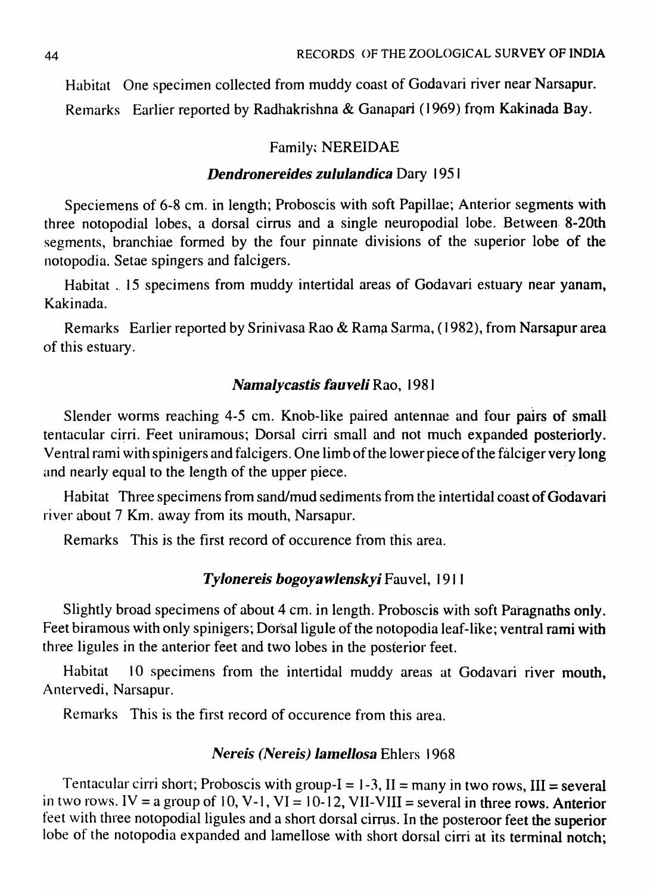Habitat One specimen collected from muddy coast of Godavari river near Narsapur.

Remarks Earlier reported by Radhakrishna & Ganapari (1969) from Kakinada Bay.

## Family: NEREIDAE

### *Dendronereides zululandica* Dary 1951

Speciemens of 6-8 cm. in length; Proboscis with soft Papillae; Anterior segments with three notopodial lobes, a dorsal cirrus and a single neuropodial lobe. Between 8-20th segments, branchiae formed by the four pinnate divisions of the superior lobe of the notopodia. Setae spingers and falcigers.

Habitat .. 15 specimens from muddy intertidal areas of Godavari estuary near yanam, Kakinada.

Remarks Earlier reported by Srinivasa Rao & Rama Sarma, (1982), from Narsapur area of this estuary.

### *Namalycastis fauveli* Rao, 1981

Slender worms reaching 4-5 cm. Knob-like paired antennae and four pairs of small tentacular cirri. Feet uniramous; Dorsal cirri small and not much expanded posteriorly. Ventral rami with spinigers and falcigers. One limb of the lower piece of the falciger very long and nearly equal to the length of the upper piece.

Habitat Three specimens from sand/mud sediments from the intertidal coast of Godavari river about 7 Km. away from its mouth, Narsapur.

Remarks This is the first record of occurence from this area.

### *Tylonereis bogoyawlenskyi* Fauvel, 1911

Slightly broad specimens of about 4 cm. in length. Proboscis with soft Paragnaths only. Feet biramous with only spinigers; Dorsal ligule of the notopodia leaf-like; ventral rami with three ligules in the anterior feet and two lobes in the posterior feet.

Habitat 10 specimens from the intertidal muddy areas at Godavari river mouth, Antervedi, Narsapur.

Remarks This is the first record of occurence from this area.

### *Nereis (Nereis) lamellosa* Ehlers 1968

Tentacular cirri short; Proboscis with group-I = 1-3, II = many in two rows, III = several in two rows. IV = a group of 10, V-1, VI = 10-12, VII-VIII = several in three rows. Anterior feet with three notopodial ligules and a short dorsal cirrus. In the posteroor feet the superior lobe of the notopodia expanded and lamellose with short dorsal cirri at its terminal notch;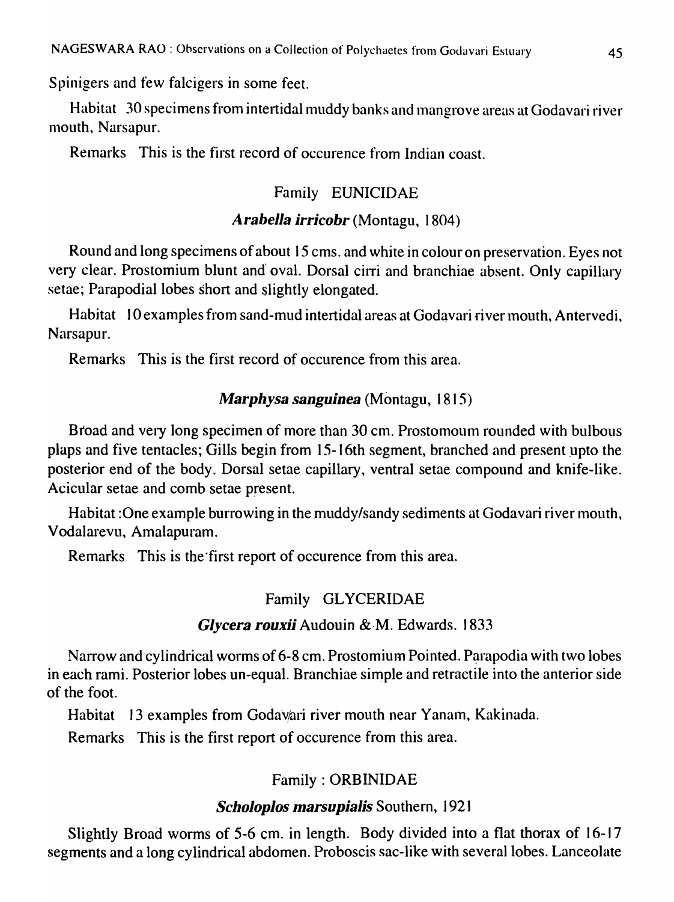Spinigers and few falcigers in some feet.

Habitat 30 specimens from intertidal muddy banks and mangrove areas at Godavari river mouth, Narsapur.

Remarks This is the first record of occurence from Indian coast.

### Family EUNICIDAE

#### *Arabella irricobr* (Montagu, 1804)

Round and long specimens of about 15 cms. and white in colour on preservation. Eyes not very clear. Prostomium blunt and oval. Dorsal cirri and branchiae absent. Only capillary setae; Parapodial lobes short and slightly elongated.

Habitat 10 examples from sand-mud intertidal areas at Godavari river mouth, Antervedi, Narsapur.

Remarks This is the first record of occurence from this area.

#### *Marphysa sanguinea* (Montagu, 1815)

Broad and very long specimen of more than 30 cm. Prostomoum rounded with bulbous plaps and five tentacles; Gills begin from 15-16th segment, branched and present upto the posterior end of the body. Dorsal setae capillary, ventral setae compound and knife-like. Acicular setae and comb setae present.

Habitat :One example burrowing in the muddy/sandy sediments at Godavari river mouth, Vodalarevu, Amalapuram.

Remarks This is the first report of occurence from this area.

### Family GLYCERIDAE

#### *Glycera rouxii* Audouin & M. Edwards. 1833

Narrow and cylindrical worms of 6-8 cm. Prostomium Pointed. Parapodia with two lobes in each rami. Posterior lobes un-equal. Branchiae simple and retractile into the anterior side of the foot.

Habitat 13 examples from Godavari river mouth near Yanam, Kakinada.

Remarks This is the first report of occurence from this area.

### Family : ORBINIDAE

#### *Scholoplos marsupialis* Southern, 1921

Slightly Broad worms of 5-6 cm. in length. Body divided into a flat thorax of 16-17 segments and a long cylindrical abdomen. Proboscis sac-like with several lobes. Lanceolate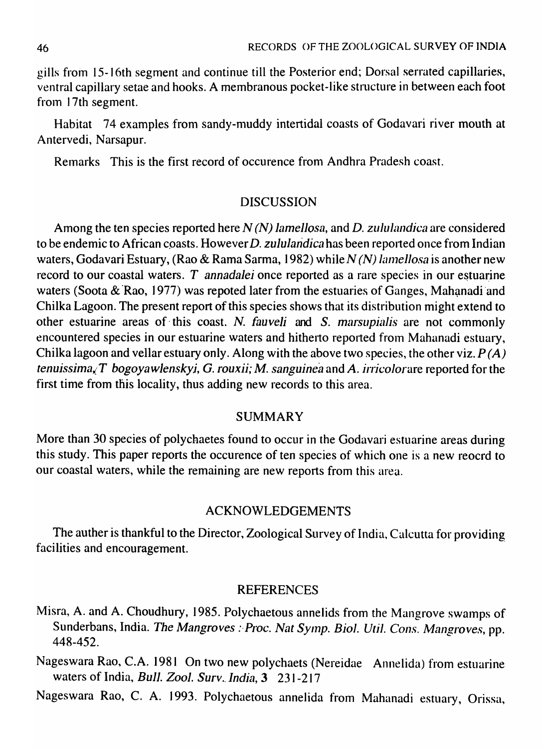gills from 15-16th segment and continue till the Posterior end; Dorsal serrated capillaries, ventral capillary setae and hooks. A membranous pocket-like structure in between each foot from 17th segment.

Habitat 74 examples from sandy-muddy intertidal coasts of Godavari river mouth at Antervedi, Narsapur.

Remarks This is the first record of occurence from Andhra Pradesh coast.

## DISCUSSION

Among the ten species reported here *N (N) lamellosa*, and *D. zululandica* are considered to be endemic to African coasts. However *D. zululandica* has been reported once from Indian waters, Godavari Estuary, (Rao & Rama Sarma, 1982) while *N (N) lamellosa* is another new record to our coastal waters. *T annadalei* once reported as a rare species in our estuarine waters (Soota & Rao, 1977) was repoted later from the estuaries of Ganges, Mahanadi and Chilka Lagoon. The present report of this species shows that its distribution might extend to other estuarine areas of this coast. *N. fauveli* and *S. marsupialis* are not commonly encountered species in our estuarine waters and hitherto reported from Mahanadi estuary, Chilka lagoon and vellar estuary only. Along with the above two species, the other viz. *P (A) tenuissima*, *T bogoyawlenskyi, G. rouxii; M. sanguinea* and *A. irricolor* are reported for the first time from this locality, thus adding new records to this area.

## SUMMARY

More than 30 species of polychaetes found to occur in the Godavari estuarine areas during this study. This paper reports the occurence of ten species of which one is a new reocrd to our coastal waters, while the remaining are new reports from this area.

## ACKNOWLEDGEMENTS

The auther is thankful to the Director, Zoological Survey of India, Calcutta for providing facilities and encouragement.

## REFERENCES

Misra, A. and A. Choudhury, 1985. Polychaetous annelids from the Mangrove swamps of Sunderbans, India. *The Mangroves : Proc. Nat Symp. Biol. Util. Cons. Mangroves*, pp. 448-452.

Nageswara Rao, C.A. 1981 On two new polychaets (Nereidae Annelida) from estuarine waters of India, *Bull. Zool. Surv. India*, **3** 231-217

Nageswara Rao, C. A. 1993. Polychaetous annelida from Mahanadi estuary, Orissa,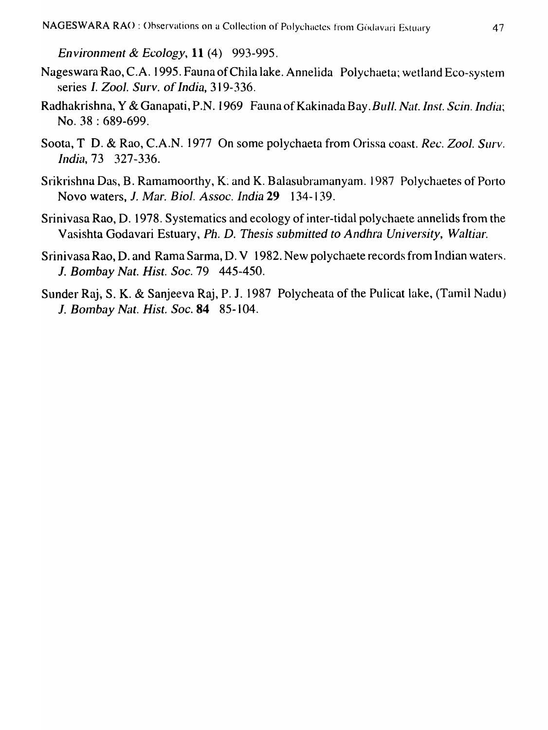*Environment & Ecology*, **11** (4) 993-995.

Nageswara Rao, C.A. 1995. Fauna of Chila lake. Annelida Polychaeta; wetland Eco-system series *I. Zool. Surv. of India*, 319-336.

Radhakrishna, Y & Ganapati, P.N. 1969 Fauna of Kakinada Bay. *Bull. Nat. Inst. Scin. India*; No. 38 : 689-699.

Soota, T D. & Rao, C.A.N. 1977 On some polychaeta from Orissa coast. *Rec. Zool. Surv. India*, 73 327-336.

Srikrishna Das, B. Ramamoorthy, K. and K. Balasubramanyam. 1987 Polychaetes of Porto Novo waters, *J. Mar. Biol. Assoc. India* **29** 134-139.

Srinivasa Rao, D. 1978. Systematics and ecology of inter-tidal polychaete annelids from the Vasishta Godavari Estuary, *Ph. D. Thesis submitted to Andhra University, Waltiar.*

Srinivasa Rao, D. and Rama Sarma, D. V 1982. New polychaete records from Indian waters. *J. Bombay Nat. Hist. Soc.* 79 445-450.

Sunder Raj, S. K. & Sanjeeva Raj, P. J. 1987 Polycheata of the Pulicat lake, (Tamil Nadu) *J. Bombay Nat. Hist. Soc.* **84** 85-104.